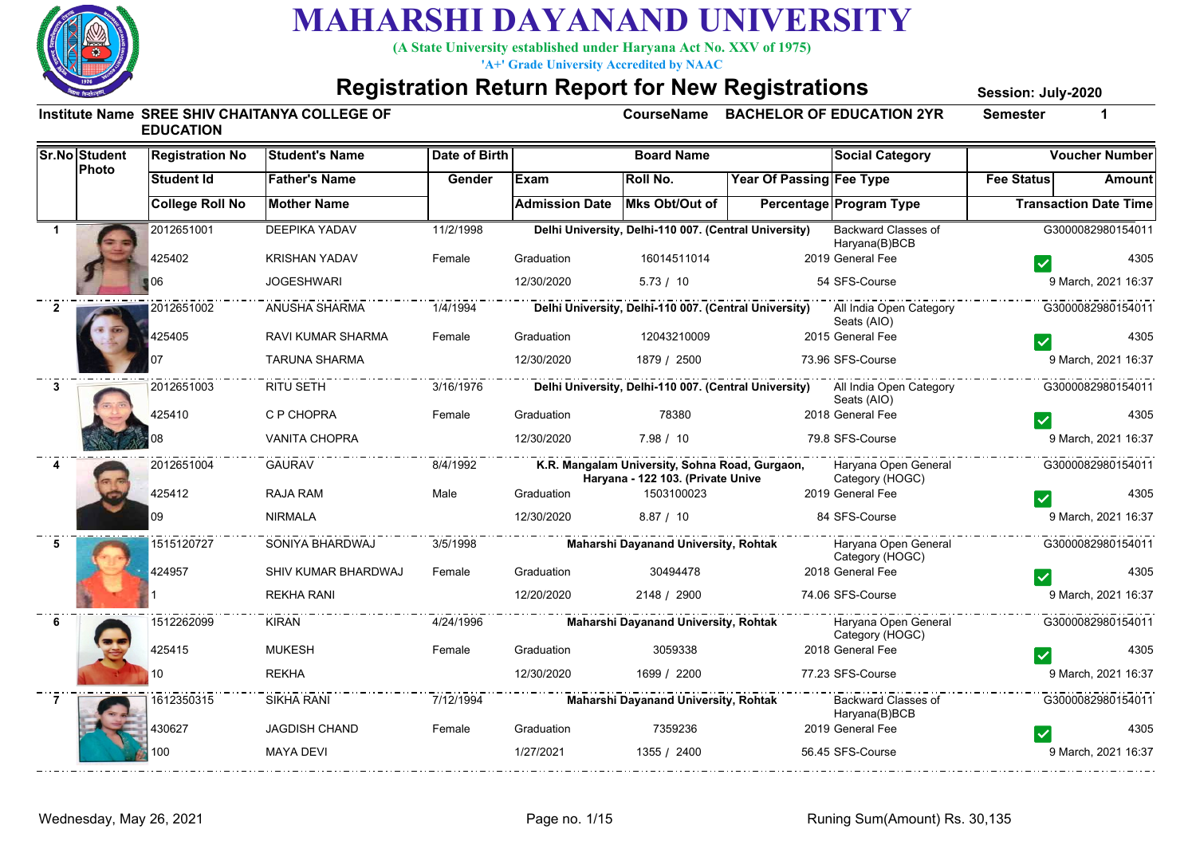# MAHARSHI DAYANAND UNIVERSITY

**(A State University established under Haryana Act No. XXV of 1975)**

**'A+' Grade University Accredited by NAAC**

## Registration Return Report for New Registrations

**Session: July-2020**

**Institute Name** SREE SHIV CHAITANYA COLLEGE OF EDUCATION **CourseName** BACHELOR OF EDUCATION 2YR **Semester** 1

| Sr.No | Student Photo | Registration No / Student Id / College Roll No | Student's Name / Father's Name / Mother Name | Date of Birth / Gender | Board Name / Exam / Admission Date | Roll No. / Mks Obt/Out of | Year Of Passing / Percentage | Social Category / Fee Type / Program Type | Voucher Number / Fee Status / Amount / Transaction Date Time |
|---|---|---|---|---|---|---|---|---|---|
| 1 | | 2012651001 / 425402 / 06 | DEEPIKA YADAV / KRISHAN YADAV / JOGESHWARI | 11/2/1998 / Female | Delhi University, Delhi-110 007. (Central University) / Graduation / 12/30/2020 | 16014511014 / 5.73 / 10 | 2019 / 54 | Backward Classes of Haryana(B)BCB / General Fee / SFS-Course | G3000082980154011 / ✓ / 4305 / 9 March, 2021 16:37 |
| 2 | | 2012651002 / 425405 / 07 | ANUSHA SHARMA / RAVI KUMAR SHARMA / TARUNA SHARMA | 1/4/1994 / Female | Delhi University, Delhi-110 007. (Central University) / Graduation / 12/30/2020 | 12043210009 / 1879 / 2500 | 2015 / 73.96 | All India Open Category Seats (AIO) / General Fee / SFS-Course | G3000082980154011 / ✓ / 4305 / 9 March, 2021 16:37 |
| 3 | | 2012651003 / 425410 / 08 | RITU SETH / C P CHOPRA / VANITA CHOPRA | 3/16/1976 / Female | Delhi University, Delhi-110 007. (Central University) / Graduation / 12/30/2020 | 78380 / 7.98 / 10 | 2018 / 79.8 | All India Open Category Seats (AIO) / General Fee / SFS-Course | G3000082980154011 / ✓ / 4305 / 9 March, 2021 16:37 |
| 4 | | 2012651004 / 425412 / 09 | GAURAV / RAJA RAM / NIRMALA | 8/4/1992 / Male | K.R. Mangalam University, Sohna Road, Gurgaon, Haryana - 122 103. (Private Unive / Graduation / 12/30/2020 | 1503100023 / 8.87 / 10 | 2019 / 84 | Haryana Open General Category (HOGC) / General Fee / SFS-Course | G3000082980154011 / ✓ / 4305 / 9 March, 2021 16:37 |
| 5 | | 1515120727 / 424957 / 1 | SONIYA BHARDWAJ / SHIV KUMAR BHARDWAJ / REKHA RANI | 3/5/1998 / Female | Maharshi Dayanand University, Rohtak / Graduation / 12/20/2020 | 30494478 / 2148 / 2900 | 2018 / 74.06 | Haryana Open General Category (HOGC) / General Fee / SFS-Course | G3000082980154011 / ✓ / 4305 / 9 March, 2021 16:37 |
| 6 | | 1512262099 / 425415 / 10 | KIRAN / MUKESH / REKHA | 4/24/1996 / Female | Maharshi Dayanand University, Rohtak / Graduation / 12/30/2020 | 3059338 / 1699 / 2200 | 2018 / 77.23 | Haryana Open General Category (HOGC) / General Fee / SFS-Course | G3000082980154011 / ✓ / 4305 / 9 March, 2021 16:37 |
| 7 | | 1612350315 / 430627 / 100 | SIKHA RANI / JAGDISH CHAND / MAYA DEVI | 7/12/1994 / Female | Maharshi Dayanand University, Rohtak / Graduation / 1/27/2021 | 7359236 / 1355 / 2400 | 2019 / 56.45 | Backward Classes of Haryana(B)BCB / General Fee / SFS-Course | G3000082980154011 / ✓ / 4305 / 9 March, 2021 16:37 |

Wednesday, May 26, 2021 Runing Sum(Amount) Rs. 30,135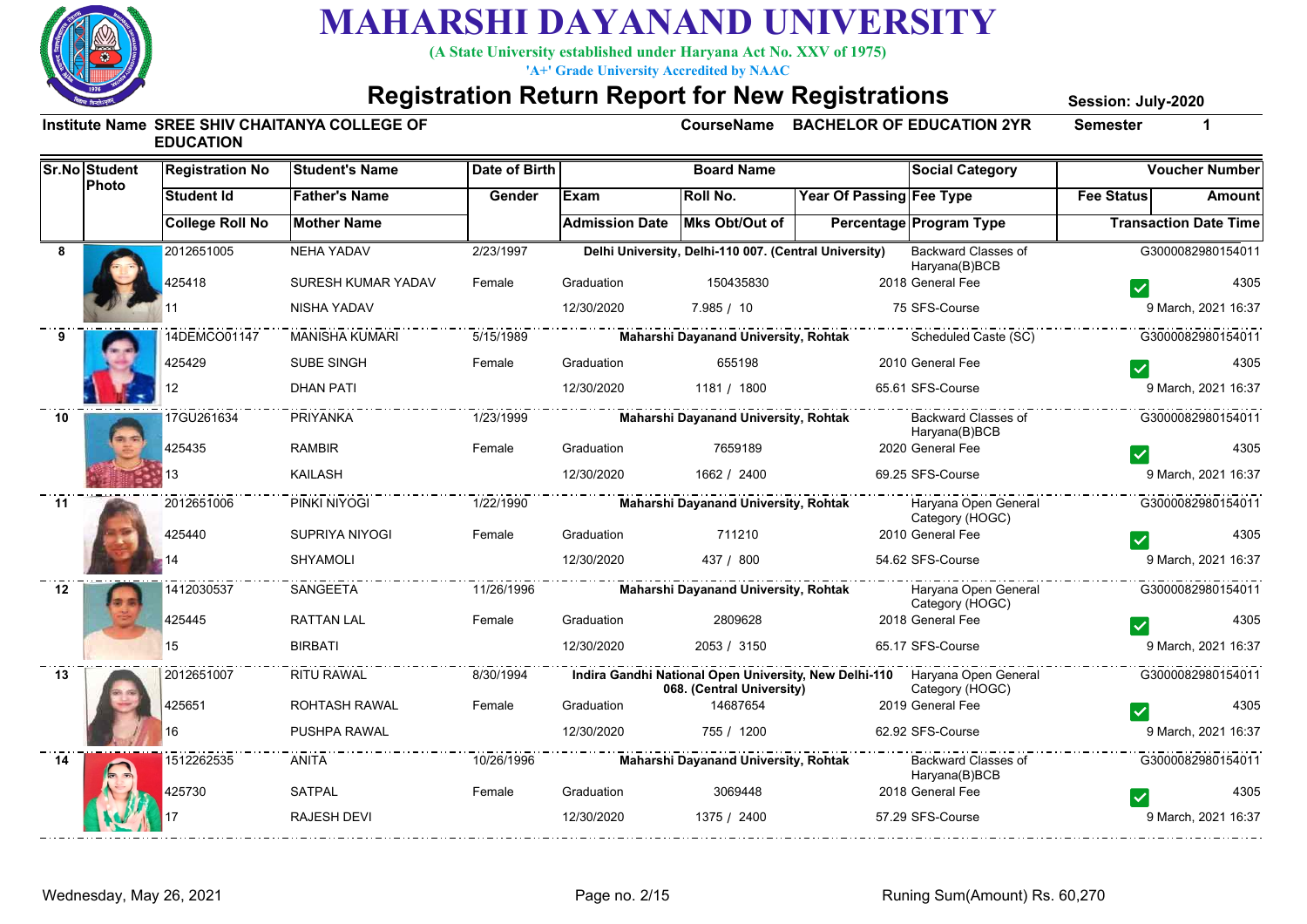# MAHARSHI DAYANAND UNIVERSITY

**(A State University established under Haryana Act No. XXV of 1975)**

**'A+' Grade University Accredited by NAAC**

## Registration Return Report for New Registrations

**Session: July-2020**

**Institute Name** SREE SHIV CHAITANYA COLLEGE OF EDUCATION **CourseName** BACHELOR OF EDUCATION 2YR **Semester** 1

| Sr.No | Student Photo | Registration No / Student Id / College Roll No | Student's Name / Father's Name / Mother Name | Date of Birth / Gender | Board Name / Exam / Admission Date | Roll No. / Mks Obt/Out of | Year Of Passing / Percentage | Social Category / Fee Type / Program Type | Voucher Number / Fee Status / Amount / Transaction Date Time |
|---|---|---|---|---|---|---|---|---|---|
| 8 | | 2012651005 / 425418 / 11 | NEHA YADAV / SURESH KUMAR YADAV / NISHA YADAV | 2/23/1997 / Female | Delhi University, Delhi-110 007. (Central University) / Graduation / 12/30/2020 | 150435830 / 7.985 / 10 | 2018 / 75 | Backward Classes of Haryana(B)BCB / General Fee / SFS-Course | G3000082980154011 / ✓ / 4305 / 9 March, 2021 16:37 |
| 9 | | 14DEMCO01147 / 425429 / 12 | MANISHA KUMARI / SUBE SINGH / DHAN PATI | 5/15/1989 / Female | Maharshi Dayanand University, Rohtak / Graduation / 12/30/2020 | 655198 / 1181 / 1800 | 2010 / 65.61 | Scheduled Caste (SC) / General Fee / SFS-Course | G3000082980154011 / ✓ / 4305 / 9 March, 2021 16:37 |
| 10 | | 17GU261634 / 425435 / 13 | PRIYANKA / RAMBIR / KAILASH | 1/23/1999 / Female | Maharshi Dayanand University, Rohtak / Graduation / 12/30/2020 | 7659189 / 1662 / 2400 | 2020 / 69.25 | Backward Classes of Haryana(B)BCB / General Fee / SFS-Course | G3000082980154011 / ✓ / 4305 / 9 March, 2021 16:37 |
| 11 | | 2012651006 / 425440 / 14 | PINKI NIYOGI / SUPRIYA NIYOGI / SHYAMOLI | 1/22/1990 / Female | Maharshi Dayanand University, Rohtak / Graduation / 12/30/2020 | 711210 / 437 / 800 | 2010 / 54.62 | Haryana Open General Category (HOGC) / General Fee / SFS-Course | G3000082980154011 / ✓ / 4305 / 9 March, 2021 16:37 |
| 12 | | 1412030537 / 425445 / 15 | SANGEETA / RATTAN LAL / BIRBATI | 11/26/1996 / Female | Maharshi Dayanand University, Rohtak / Graduation / 12/30/2020 | 2809628 / 2053 / 3150 | 2018 / 65.17 | Haryana Open General Category (HOGC) / General Fee / SFS-Course | G3000082980154011 / ✓ / 4305 / 9 March, 2021 16:37 |
| 13 | | 2012651007 / 425651 / 16 | RITU RAWAL / ROHTASH RAWAL / PUSHPA RAWAL | 8/30/1994 / Female | Indira Gandhi National Open University, New Delhi-110 068. (Central University) / Graduation / 12/30/2020 | 14687654 / 755 / 1200 | 2019 / 62.92 | Haryana Open General Category (HOGC) / General Fee / SFS-Course | G3000082980154011 / ✓ / 4305 / 9 March, 2021 16:37 |
| 14 | | 1512262535 / 425730 / 17 | ANITA / SATPAL / RAJESH DEVI | 10/26/1996 / Female | Maharshi Dayanand University, Rohtak / Graduation / 12/30/2020 | 3069448 / 1375 / 2400 | 2018 / 57.29 | Backward Classes of Haryana(B)BCB / General Fee / SFS-Course | G3000082980154011 / ✓ / 4305 / 9 March, 2021 16:37 |

Wednesday, May 26, 2021 — Runing Sum(Amount) Rs. 60,270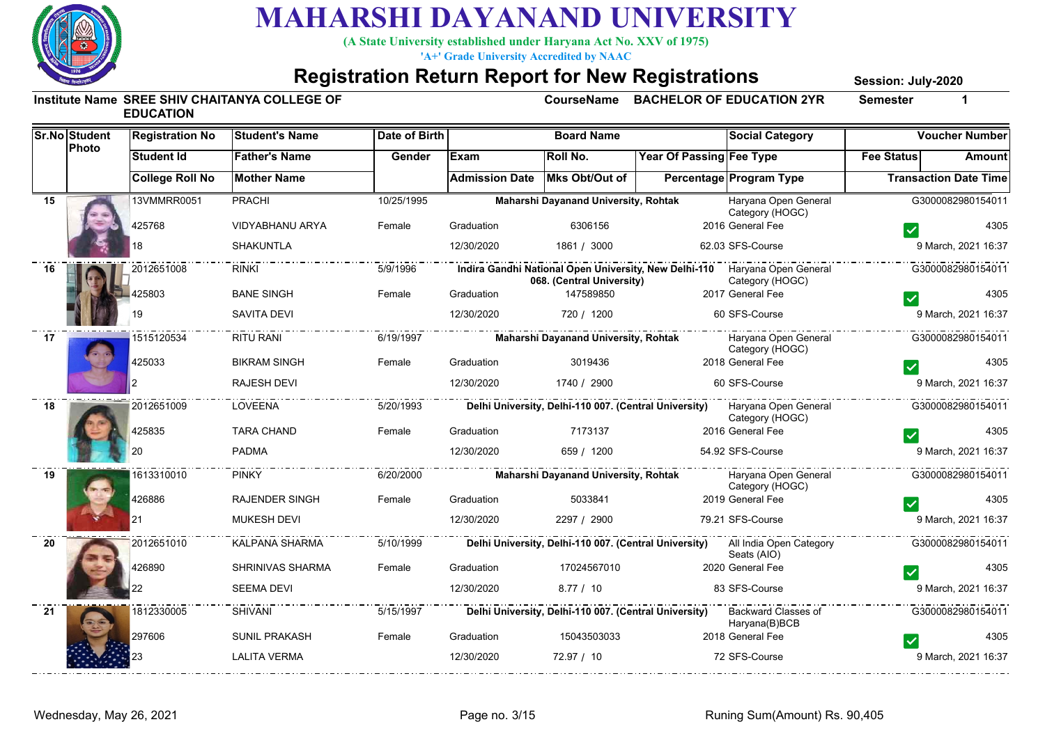# MAHARSHI DAYANAND UNIVERSITY

**(A State University established under Haryana Act No. XXV of 1975)**

**'A+' Grade University Accredited by NAAC**

## Registration Return Report for New Registrations

**Session: July-2020**

**Institute Name** SREE SHIV CHAITANYA COLLEGE OF EDUCATION **CourseName** BACHELOR OF EDUCATION 2YR **Semester** 1

| Sr.No | Student Photo | Registration No / Student Id / College Roll No | Student's Name / Father's Name / Mother Name | Date of Birth / Gender | Board Name / Exam / Admission Date | Roll No. / Mks Obt/Out of | Year Of Passing / Percentage | Social Category / Fee Type / Program Type | Fee Status | Voucher Number / Amount / Transaction Date Time |
|---|---|---|---|---|---|---|---|---|---|---|
| 15 | | 13VMMRR0051 | PRACHI | 10/25/1995 | Maharshi Dayanand University, Rohtak | | | Haryana Open General Category (HOGC) | | G3000082980154011 |
| | | 425768 | VIDYABHANU ARYA | Female | Graduation | 6306156 | 2016 | General Fee | ✓ | 4305 |
| | | 18 | SHAKUNTLA | | 12/30/2020 | 1861 / 3000 | 62.03 | SFS-Course | | 9 March, 2021 16:37 |
| 16 | | 2012651008 | RINKI | 5/9/1996 | Indira Gandhi National Open University, New Delhi-110 068. (Central University) | | | Haryana Open General Category (HOGC) | | G3000082980154011 |
| | | 425803 | BANE SINGH | Female | Graduation | 147589850 | 2017 | General Fee | ✓ | 4305 |
| | | 19 | SAVITA DEVI | | 12/30/2020 | 720 / 1200 | 60 | SFS-Course | | 9 March, 2021 16:37 |
| 17 | | 1515120534 | RITU RANI | 6/19/1997 | Maharshi Dayanand University, Rohtak | | | Haryana Open General Category (HOGC) | | G3000082980154011 |
| | | 425033 | BIKRAM SINGH | Female | Graduation | 3019436 | 2018 | General Fee | ✓ | 4305 |
| | | 2 | RAJESH DEVI | | 12/30/2020 | 1740 / 2900 | 60 | SFS-Course | | 9 March, 2021 16:37 |
| 18 | | 2012651009 | LOVEENA | 5/20/1993 | Delhi University, Delhi-110 007. (Central University) | | | Haryana Open General Category (HOGC) | | G3000082980154011 |
| | | 425835 | TARA CHAND | Female | Graduation | 7173137 | 2016 | General Fee | ✓ | 4305 |
| | | 20 | PADMA | | 12/30/2020 | 659 / 1200 | 54.92 | SFS-Course | | 9 March, 2021 16:37 |
| 19 | | 1613310010 | PINKY | 6/20/2000 | Maharshi Dayanand University, Rohtak | | | Haryana Open General Category (HOGC) | | G3000082980154011 |
| | | 426886 | RAJENDER SINGH | Female | Graduation | 5033841 | 2019 | General Fee | ✓ | 4305 |
| | | 21 | MUKESH DEVI | | 12/30/2020 | 2297 / 2900 | 79.21 | SFS-Course | | 9 March, 2021 16:37 |
| 20 | | 2012651010 | KALPANA SHARMA | 5/10/1999 | Delhi University, Delhi-110 007. (Central University) | | | All India Open Category Seats (AIO) | | G3000082980154011 |
| | | 426890 | SHRINIVAS SHARMA | Female | Graduation | 17024567010 | 2020 | General Fee | ✓ | 4305 |
| | | 22 | SEEMA DEVI | | 12/30/2020 | 8.77 / 10 | 83 | SFS-Course | | 9 March, 2021 16:37 |
| 21 | | 1812330005 | SHIVANI | 5/15/1997 | Delhi University, Delhi-110 007. (Central University) | | | Backward Classes of Haryana(B)BCB | | G3000082980154011 |
| | | 297606 | SUNIL PRAKASH | Female | Graduation | 15043503033 | 2018 | General Fee | ✓ | 4305 |
| | | 23 | LALITA VERMA | | 12/30/2020 | 72.97 / 10 | 72 | SFS-Course | | 9 March, 2021 16:37 |

Wednesday, May 26, 2021 Runing Sum(Amount) Rs. 90,405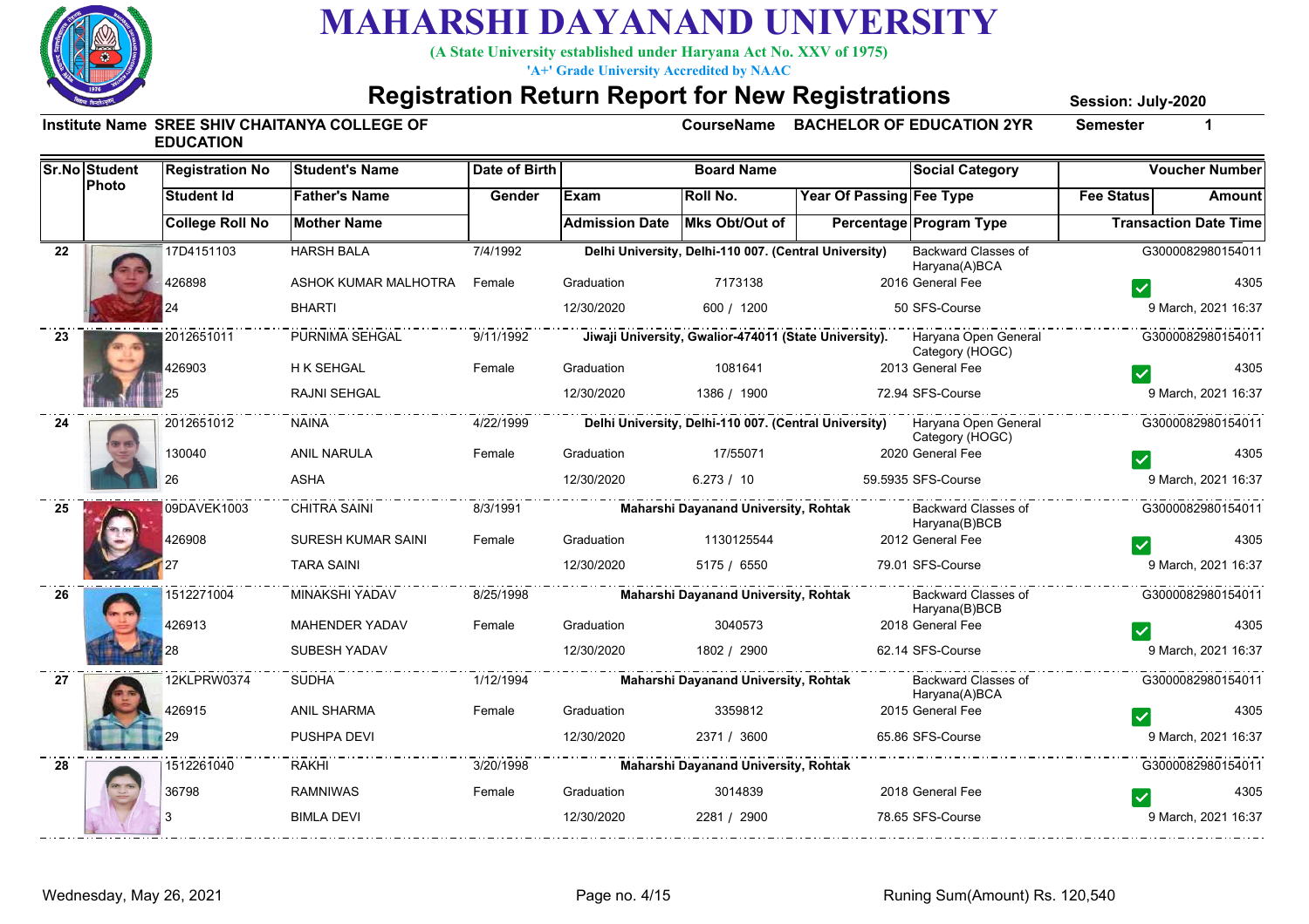# MAHARSHI DAYANAND UNIVERSITY

**(A State University established under Haryana Act No. XXV of 1975)**

**'A+' Grade University Accredited by NAAC**

## Registration Return Report for New Registrations

**Session: July-2020**

**Institute Name** SREE SHIV CHAITANYA COLLEGE OF EDUCATION **CourseName** BACHELOR OF EDUCATION 2YR **Semester** 1

| Sr.No | Student Photo | Registration No / Student Id / College Roll No | Student's Name / Father's Name / Mother Name | Date of Birth / Gender | Board Name / Exam / Admission Date | Roll No. / Mks Obt/Out of | Year Of Passing / Percentage | Social Category / Fee Type / Program Type | Fee Status | Voucher Number / Amount / Transaction Date Time |
|---|---|---|---|---|---|---|---|---|---|---|
| 22 | | 17D4151103 / 426898 / 24 | HARSH BALA / ASHOK KUMAR MALHOTRA / BHARTI | 7/4/1992 / Female | Delhi University, Delhi-110 007. (Central University) / Graduation / 12/30/2020 | 7173138 / 600 / 1200 | 2016 / 50 | Backward Classes of Haryana(A)BCA / General Fee / SFS-Course | ✓ | G3000082980154011 / 4305 / 9 March, 2021 16:37 |
| 23 | | 2012651011 / 426903 / 25 | PURNIMA SEHGAL / H K SEHGAL / RAJNI SEHGAL | 9/11/1992 / Female | Jiwaji University, Gwalior-474011 (State University). / Graduation / 12/30/2020 | 1081641 / 1386 / 1900 | 2013 / 72.94 | Haryana Open General Category (HOGC) / General Fee / SFS-Course | ✓ | G3000082980154011 / 4305 / 9 March, 2021 16:37 |
| 24 | | 2012651012 / 130040 / 26 | NAINA / ANIL NARULA / ASHA | 4/22/1999 / Female | Delhi University, Delhi-110 007. (Central University) / Graduation / 12/30/2020 | 17/55071 / 6.273 / 10 | 2020 / 59.5935 | Haryana Open General Category (HOGC) / General Fee / SFS-Course | ✓ | G3000082980154011 / 4305 / 9 March, 2021 16:37 |
| 25 | | 09DAVEK1003 / 426908 / 27 | CHITRA SAINI / SURESH KUMAR SAINI / TARA SAINI | 8/3/1991 / Female | Maharshi Dayanand University, Rohtak / Graduation / 12/30/2020 | 1130125544 / 5175 / 6550 | 2012 / 79.01 | Backward Classes of Haryana(B)BCB / General Fee / SFS-Course | ✓ | G3000082980154011 / 4305 / 9 March, 2021 16:37 |
| 26 | | 1512271004 / 426913 / 28 | MINAKSHI YADAV / MAHENDER YADAV / SUBESH YADAV | 8/25/1998 / Female | Maharshi Dayanand University, Rohtak / Graduation / 12/30/2020 | 3040573 / 1802 / 2900 | 2018 / 62.14 | Backward Classes of Haryana(B)BCB / General Fee / SFS-Course | ✓ | G3000082980154011 / 4305 / 9 March, 2021 16:37 |
| 27 | | 12KLPRW0374 / 426915 / 29 | SUDHA / ANIL SHARMA / PUSHPA DEVI | 1/12/1994 / Female | Maharshi Dayanand University, Rohtak / Graduation / 12/30/2020 | 3359812 / 2371 / 3600 | 2015 / 65.86 | Backward Classes of Haryana(A)BCA / General Fee / SFS-Course | ✓ | G3000082980154011 / 4305 / 9 March, 2021 16:37 |
| 28 | | 1512261040 / 36798 / 3 | RAKHI / RAMNIWAS / BIMLA DEVI | 3/20/1998 / Female | Maharshi Dayanand University, Rohtak / Graduation / 12/30/2020 | 3014839 / 2281 / 2900 | 2018 / 78.65 | General Fee / SFS-Course | ✓ | G3000082980154011 / 4305 / 9 March, 2021 16:37 |

Wednesday, May 26, 2021

Runing Sum(Amount) Rs. 120,540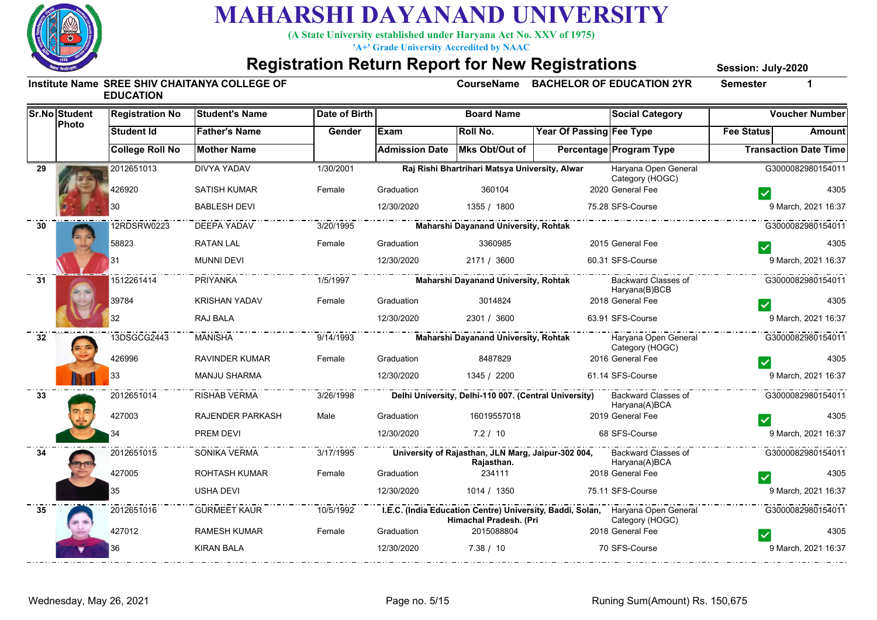# MAHARSHI DAYANAND UNIVERSITY

(A State University established under Haryana Act No. XXV of 1975)

'A+' Grade University Accredited by NAAC

## Registration Return Report for New Registrations

Session: July-2020

**Institute Name** SREE SHIV CHAITANYA COLLEGE OF EDUCATION **CourseName** BACHELOR OF EDUCATION 2YR **Semester** 1

| Sr.No | Student Photo | Registration No / Student Id / College Roll No | Student's Name / Father's Name / Mother Name | Date of Birth / Gender | Board Name / Exam / Admission Date | Roll No. / Mks Obt/Out of | Year Of Passing / Percentage | Social Category / Fee Type / Program Type | Fee Status | Voucher Number / Amount / Transaction Date Time |
|---|---|---|---|---|---|---|---|---|---|---|
| 29 | | 2012651013 / 426920 / 30 | DIVYA YADAV / SATISH KUMAR / BABLESH DEVI | 1/30/2001 / Female | Raj Rishi Bhartrihari Matsya University, Alwar / Graduation / 12/30/2020 | 360104 / 1355 / 1800 | 2020 / 75.28 | Haryana Open General Category (HOGC) / General Fee / SFS-Course | ✓ | G3000082980154011 / 4305 / 9 March, 2021 16:37 |
| 30 | | 12RDSRW0223 / 58823 / 31 | DEEPA YADAV / RATAN LAL / MUNNI DEVI | 3/20/1995 / Female | Maharshi Dayanand University, Rohtak / Graduation / 12/30/2020 | 3360985 / 2171 / 3600 | 2015 / 60.31 | General Fee / SFS-Course | ✓ | G3000082980154011 / 4305 / 9 March, 2021 16:37 |
| 31 | | 1512261414 / 39784 / 32 | PRIYANKA / KRISHAN YADAV / RAJ BALA | 1/5/1997 / Female | Maharshi Dayanand University, Rohtak / Graduation / 12/30/2020 | 3014824 / 2301 / 3600 | 2018 / 63.91 | Backward Classes of Haryana(B)BCB / General Fee / SFS-Course | ✓ | G3000082980154011 / 4305 / 9 March, 2021 16:37 |
| 32 | | 13DSGCG2443 / 426996 / 33 | MANISHA / RAVINDER KUMAR / MANJU SHARMA | 9/14/1993 / Female | Maharshi Dayanand University, Rohtak / Graduation / 12/30/2020 | 8487829 / 1345 / 2200 | 2016 / 61.14 | Haryana Open General Category (HOGC) / General Fee / SFS-Course | ✓ | G3000082980154011 / 4305 / 9 March, 2021 16:37 |
| 33 | | 2012651014 / 427003 / 34 | RISHAB VERMA / RAJENDER PARKASH / PREM DEVI | 3/26/1998 / Male | Delhi University, Delhi-110 007. (Central University) / Graduation / 12/30/2020 | 16019557018 / 7.2 / 10 | 2019 / 68 | Backward Classes of Haryana(A)BCA / General Fee / SFS-Course | ✓ | G3000082980154011 / 4305 / 9 March, 2021 16:37 |
| 34 | | 2012651015 / 427005 / 35 | SONIKA VERMA / ROHTASH KUMAR / USHA DEVI | 3/17/1995 / Female | University of Rajasthan, JLN Marg, Jaipur-302 004, Rajasthan. / Graduation / 12/30/2020 | 234111 / 1014 / 1350 | 2018 / 75.11 | Backward Classes of Haryana(A)BCA / General Fee / SFS-Course | ✓ | G3000082980154011 / 4305 / 9 March, 2021 16:37 |
| 35 | | 2012651016 / 427012 / 36 | GURMEET KAUR / RAMESH KUMAR / KIRAN BALA | 10/5/1992 / Female | I.E.C. (India Education Centre) University, Baddi, Solan, Himachal Pradesh. (Pri / Graduation / 12/30/2020 | 2015088804 / 7.38 / 10 | 2018 / 70 | Haryana Open General Category (HOGC) / General Fee / SFS-Course | ✓ | G3000082980154011 / 4305 / 9 March, 2021 16:37 |

Wednesday, May 26, 2021

Runing Sum(Amount) Rs. 150,675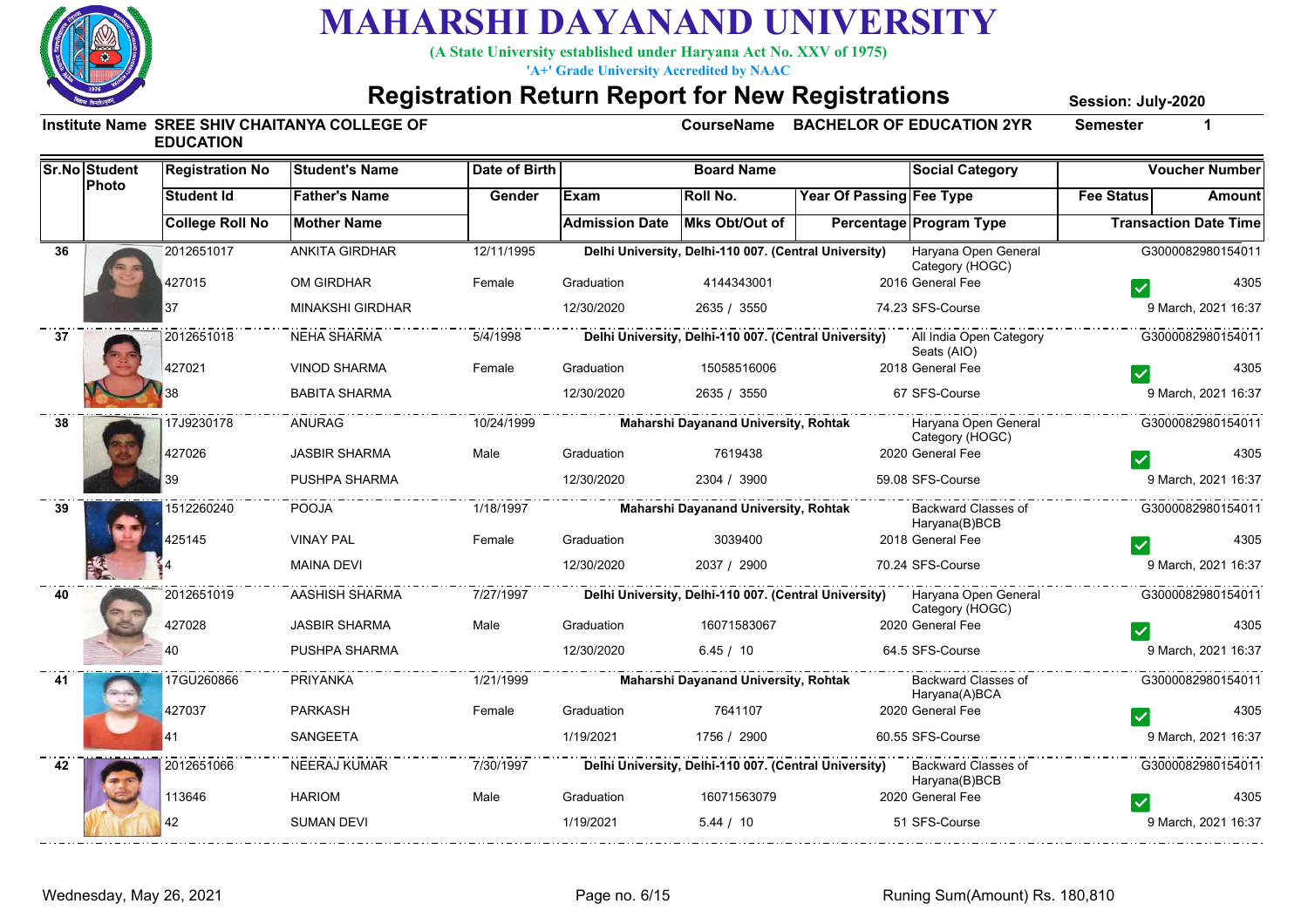# MAHARSHI DAYANAND UNIVERSITY

**(A State University established under Haryana Act No. XXV of 1975)**

**'A+' Grade University Accredited by NAAC**

## Registration Return Report for New Registrations

**Session: July-2020**

**Institute Name** SREE SHIV CHAITANYA COLLEGE OF EDUCATION **CourseName** BACHELOR OF EDUCATION 2YR **Semester** 1

| Sr.No | Student Photo | Registration No / Student Id / College Roll No | Student's Name / Father's Name / Mother Name | Date of Birth / Gender | Board Name / Exam / Admission Date | Roll No. / Mks Obt/Out of | Year Of Passing / Percentage | Social Category / Fee Type / Program Type | Fee Status | Voucher Number / Amount / Transaction Date Time |
|---|---|---|---|---|---|---|---|---|---|---|
| 36 | | 2012651017 | ANKITA GIRDHAR | 12/11/1995 | Delhi University, Delhi-110 007. (Central University) | | | Haryana Open General Category (HOGC) | | G3000082980154011 |
| | | 427015 | OM GIRDHAR | Female | Graduation | 4144343001 | 2016 | General Fee | ✓ | 4305 |
| | | 37 | MINAKSHI GIRDHAR | | 12/30/2020 | 2635 / 3550 | 74.23 | SFS-Course | | 9 March, 2021 16:37 |
| 37 | | 2012651018 | NEHA SHARMA | 5/4/1998 | Delhi University, Delhi-110 007. (Central University) | | | All India Open Category Seats (AIO) | | G3000082980154011 |
| | | 427021 | VINOD SHARMA | Female | Graduation | 15058516006 | 2018 | General Fee | ✓ | 4305 |
| | | 38 | BABITA SHARMA | | 12/30/2020 | 2635 / 3550 | 67 | SFS-Course | | 9 March, 2021 16:37 |
| 38 | | 17J9230178 | ANURAG | 10/24/1999 | Maharshi Dayanand University, Rohtak | | | Haryana Open General Category (HOGC) | | G3000082980154011 |
| | | 427026 | JASBIR SHARMA | Male | Graduation | 7619438 | 2020 | General Fee | ✓ | 4305 |
| | | 39 | PUSHPA SHARMA | | 12/30/2020 | 2304 / 3900 | 59.08 | SFS-Course | | 9 March, 2021 16:37 |
| 39 | | 1512260240 | POOJA | 1/18/1997 | Maharshi Dayanand University, Rohtak | | | Backward Classes of Haryana(B)BCB | | G3000082980154011 |
| | | 425145 | VINAY PAL | Female | Graduation | 3039400 | 2018 | General Fee | ✓ | 4305 |
| | | 4 | MAINA DEVI | | 12/30/2020 | 2037 / 2900 | 70.24 | SFS-Course | | 9 March, 2021 16:37 |
| 40 | | 2012651019 | AASHISH SHARMA | 7/27/1997 | Delhi University, Delhi-110 007. (Central University) | | | Haryana Open General Category (HOGC) | | G3000082980154011 |
| | | 427028 | JASBIR SHARMA | Male | Graduation | 16071583067 | 2020 | General Fee | ✓ | 4305 |
| | | 40 | PUSHPA SHARMA | | 12/30/2020 | 6.45 / 10 | 64.5 | SFS-Course | | 9 March, 2021 16:37 |
| 41 | | 17GU260866 | PRIYANKA | 1/21/1999 | Maharshi Dayanand University, Rohtak | | | Backward Classes of Haryana(A)BCA | | G3000082980154011 |
| | | 427037 | PARKASH | Female | Graduation | 7641107 | 2020 | General Fee | ✓ | 4305 |
| | | 41 | SANGEETA | | 1/19/2021 | 1756 / 2900 | 60.55 | SFS-Course | | 9 March, 2021 16:37 |
| 42 | | 2012651066 | NEERAJ KUMAR | 7/30/1997 | Delhi University, Delhi-110 007. (Central University) | | | Backward Classes of Haryana(B)BCB | | G3000082980154011 |
| | | 113646 | HARIOM | Male | Graduation | 16071563079 | 2020 | General Fee | ✓ | 4305 |
| | | 42 | SUMAN DEVI | | 1/19/2021 | 5.44 / 10 | 51 | SFS-Course | | 9 March, 2021 16:37 |

Wednesday, May 26, 2021

Runing Sum(Amount) Rs. 180,810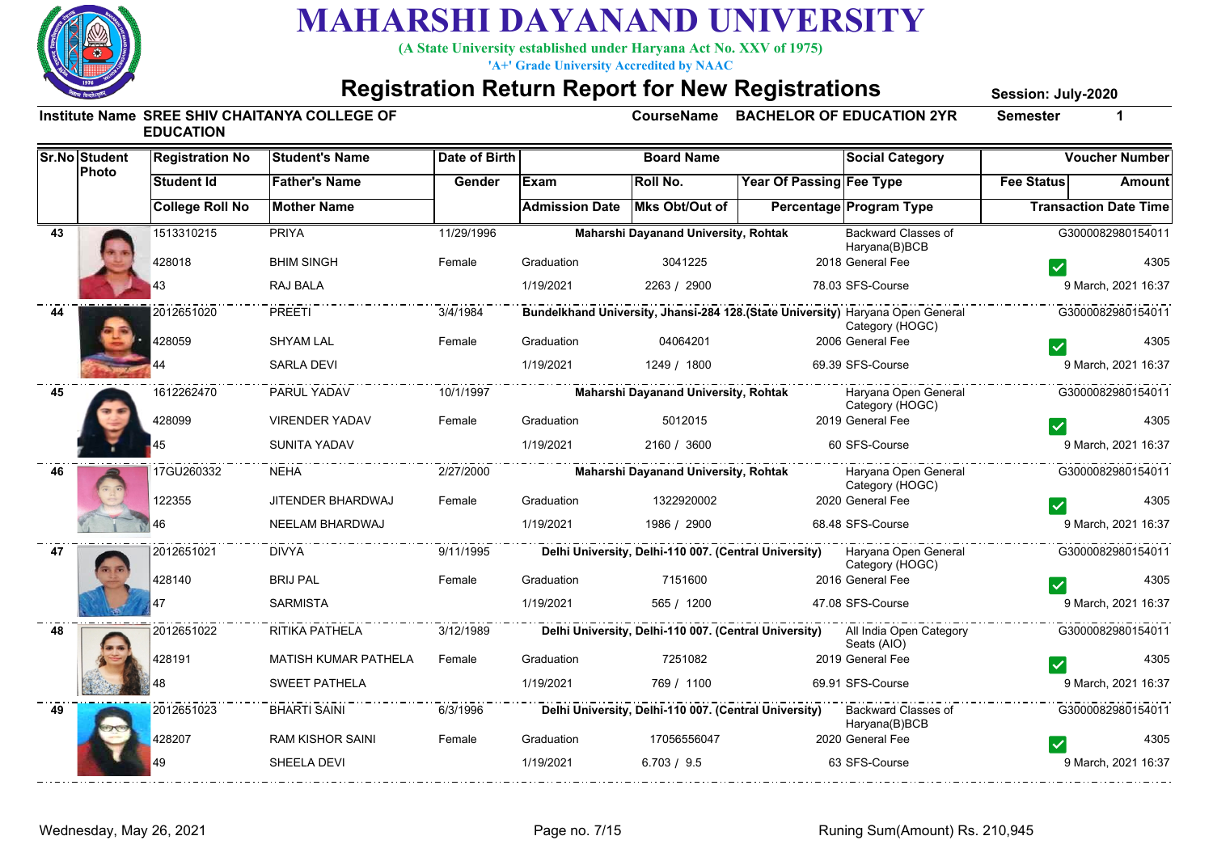# MAHARSHI DAYANAND UNIVERSITY

**(A State University established under Haryana Act No. XXV of 1975)**

**'A+' Grade University Accredited by NAAC**

## Registration Return Report for New Registrations

**Session: July-2020**

**Institute Name** SREE SHIV CHAITANYA COLLEGE OF EDUCATION **CourseName** BACHELOR OF EDUCATION 2YR **Semester** 1

| Sr.No | Student Photo | Registration No / Student Id / College Roll No | Student's Name / Father's Name / Mother Name | Date of Birth / Gender | Board Name / Exam / Admission Date | Roll No. / Mks Obt/Out of | Year Of Passing / Percentage | Social Category / Fee Type / Program Type | Voucher Number / Fee Status / Amount / Transaction Date Time |
|---|---|---|---|---|---|---|---|---|---|
| 43 | | 1513310215 / 428018 / 43 | PRIYA / BHIM SINGH / RAJ BALA | 11/29/1996 / Female | Maharshi Dayanand University, Rohtak / Graduation / 1/19/2021 | 3041225 / 2263 / 2900 | 2018 / 78.03 | Backward Classes of Haryana(B)BCB / General Fee / SFS-Course | G3000082980154011 / ✓ / 4305 / 9 March, 2021 16:37 |
| 44 | | 2012651020 / 428059 / 44 | PREETI / SHYAM LAL / SARLA DEVI | 3/4/1984 / Female | Bundelkhand University, Jhansi-284 128.(State University) / Graduation / 1/19/2021 | 04064201 / 1249 / 1800 | 2006 / 69.39 | Haryana Open General Category (HOGC) / General Fee / SFS-Course | G3000082980154011 / ✓ / 4305 / 9 March, 2021 16:37 |
| 45 | | 1612262470 / 428099 / 45 | PARUL YADAV / VIRENDER YADAV / SUNITA YADAV | 10/1/1997 / Female | Maharshi Dayanand University, Rohtak / Graduation / 1/19/2021 | 5012015 / 2160 / 3600 | 2019 / 60 | Haryana Open General Category (HOGC) / General Fee / SFS-Course | G3000082980154011 / ✓ / 4305 / 9 March, 2021 16:37 |
| 46 | | 17GU260332 / 122355 / 46 | NEHA / JITENDER BHARDWAJ / NEELAM BHARDWAJ | 2/27/2000 / Female | Maharshi Dayanand University, Rohtak / Graduation / 1/19/2021 | 1322920002 / 1986 / 2900 | 2020 / 68.48 | Haryana Open General Category (HOGC) / General Fee / SFS-Course | G3000082980154011 / ✓ / 4305 / 9 March, 2021 16:37 |
| 47 | | 2012651021 / 428140 / 47 | DIVYA / BRIJ PAL / SARMISTA | 9/11/1995 / Female | Delhi University, Delhi-110 007. (Central University) / Graduation / 1/19/2021 | 7151600 / 565 / 1200 | 2016 / 47.08 | Haryana Open General Category (HOGC) / General Fee / SFS-Course | G3000082980154011 / ✓ / 4305 / 9 March, 2021 16:37 |
| 48 | | 2012651022 / 428191 / 48 | RITIKA PATHELA / MATISH KUMAR PATHELA / SWEET PATHELA | 3/12/1989 / Female | Delhi University, Delhi-110 007. (Central University) / Graduation / 1/19/2021 | 7251082 / 769 / 1100 | 2019 / 69.91 | All India Open Category Seats (AIO) / General Fee / SFS-Course | G3000082980154011 / ✓ / 4305 / 9 March, 2021 16:37 |
| 49 | | 2012651023 / 428207 / 49 | BHARTI SAINI / RAM KISHOR SAINI / SHEELA DEVI | 6/3/1996 / Female | Delhi University, Delhi-110 007. (Central University) / Graduation / 1/19/2021 | 17056556047 / 6.703 / 9.5 | 2020 / 63 | Backward Classes of Haryana(B)BCB / General Fee / SFS-Course | G3000082980154011 / ✓ / 4305 / 9 March, 2021 16:37 |

Wednesday, May 26, 2021 — Runing Sum(Amount) Rs. 210,945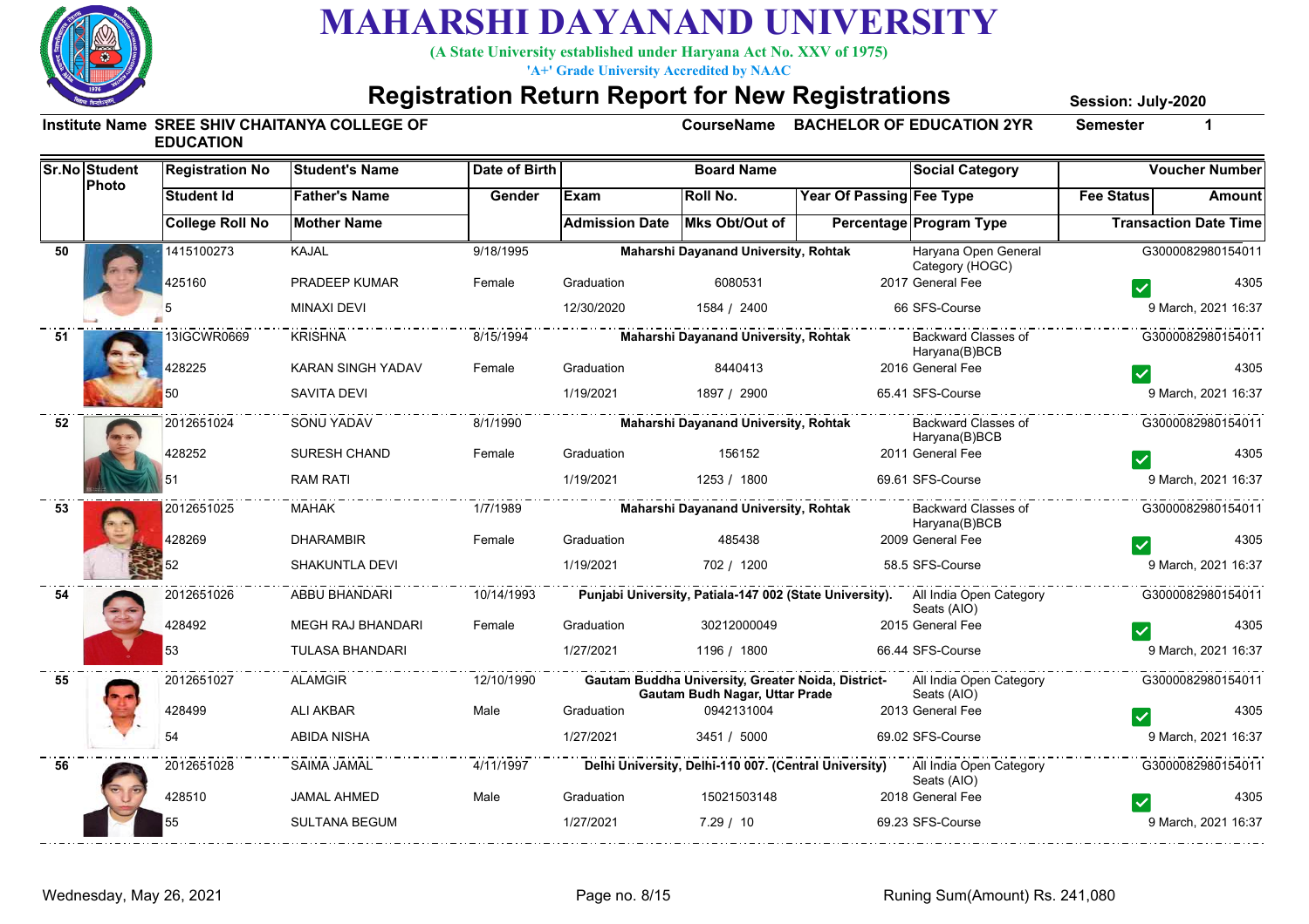# MAHARSHI DAYANAND UNIVERSITY

**(A State University established under Haryana Act No. XXV of 1975)**

**'A+' Grade University Accredited by NAAC**

## Registration Return Report for New Registrations

**Session: July-2020**

**Institute Name** SREE SHIV CHAITANYA COLLEGE OF EDUCATION  **CourseName** BACHELOR OF EDUCATION 2YR  **Semester** 1

| Sr.No | Student Photo | Registration No / Student Id / College Roll No | Student's Name / Father's Name / Mother Name | Date of Birth / Gender | Board Name / Exam / Admission Date | Roll No. / Mks Obt/Out of | Year Of Passing / Percentage | Social Category / Fee Type / Program Type | Voucher Number / Fee Status | Amount / Transaction Date Time |
|---|---|---|---|---|---|---|---|---|---|---|
| 50 | | 1415100273 | KAJAL | 9/18/1995 | Maharshi Dayanand University, Rohtak | | | Haryana Open General Category (HOGC) | G3000082980154011 | |
| | | 425160 | PRADEEP KUMAR | Female | Graduation | 6080531 | 2017 | General Fee | ✓ | 4305 |
| | | 5 | MINAXI DEVI | | 12/30/2020 | 1584 / 2400 | 66 | SFS-Course | | 9 March, 2021 16:37 |
| 51 | | 13IGCWR0669 | KRISHNA | 8/15/1994 | Maharshi Dayanand University, Rohtak | | | Backward Classes of Haryana(B)BCB | G3000082980154011 | |
| | | 428225 | KARAN SINGH YADAV | Female | Graduation | 8440413 | 2016 | General Fee | ✓ | 4305 |
| | | 50 | SAVITA DEVI | | 1/19/2021 | 1897 / 2900 | 65.41 | SFS-Course | | 9 March, 2021 16:37 |
| 52 | | 2012651024 | SONU YADAV | 8/1/1990 | Maharshi Dayanand University, Rohtak | | | Backward Classes of Haryana(B)BCB | G3000082980154011 | |
| | | 428252 | SURESH CHAND | Female | Graduation | 156152 | 2011 | General Fee | ✓ | 4305 |
| | | 51 | RAM RATI | | 1/19/2021 | 1253 / 1800 | 69.61 | SFS-Course | | 9 March, 2021 16:37 |
| 53 | | 2012651025 | MAHAK | 1/7/1989 | Maharshi Dayanand University, Rohtak | | | Backward Classes of Haryana(B)BCB | G3000082980154011 | |
| | | 428269 | DHARAMBIR | Female | Graduation | 485438 | 2009 | General Fee | ✓ | 4305 |
| | | 52 | SHAKUNTLA DEVI | | 1/19/2021 | 702 / 1200 | 58.5 | SFS-Course | | 9 March, 2021 16:37 |
| 54 | | 2012651026 | ABBU BHANDARI | 10/14/1993 | Punjabi University, Patiala-147 002 (State University). | | | All India Open Category Seats (AIO) | G3000082980154011 | |
| | | 428492 | MEGH RAJ BHANDARI | Female | Graduation | 30212000049 | 2015 | General Fee | ✓ | 4305 |
| | | 53 | TULASA BHANDARI | | 1/27/2021 | 1196 / 1800 | 66.44 | SFS-Course | | 9 March, 2021 16:37 |
| 55 | | 2012651027 | ALAMGIR | 12/10/1990 | Gautam Buddha University, Greater Noida, District- Gautam Budh Nagar, Uttar Prade | | | All India Open Category Seats (AIO) | G3000082980154011 | |
| | | 428499 | ALI AKBAR | Male | Graduation | 0942131004 | 2013 | General Fee | ✓ | 4305 |
| | | 54 | ABIDA NISHA | | 1/27/2021 | 3451 / 5000 | 69.02 | SFS-Course | | 9 March, 2021 16:37 |
| 56 | | 2012651028 | SAIMA JAMAL | 4/11/1997 | Delhi University, Delhi-110 007. (Central University) | | | All India Open Category Seats (AIO) | G3000082980154011 | |
| | | 428510 | JAMAL AHMED | Male | Graduation | 15021503148 | 2018 | General Fee | ✓ | 4305 |
| | | 55 | SULTANA BEGUM | | 1/27/2021 | 7.29 / 10 | 69.23 | SFS-Course | | 9 March, 2021 16:37 |

Wednesday, May 26, 2021  Runing Sum(Amount) Rs. 241,080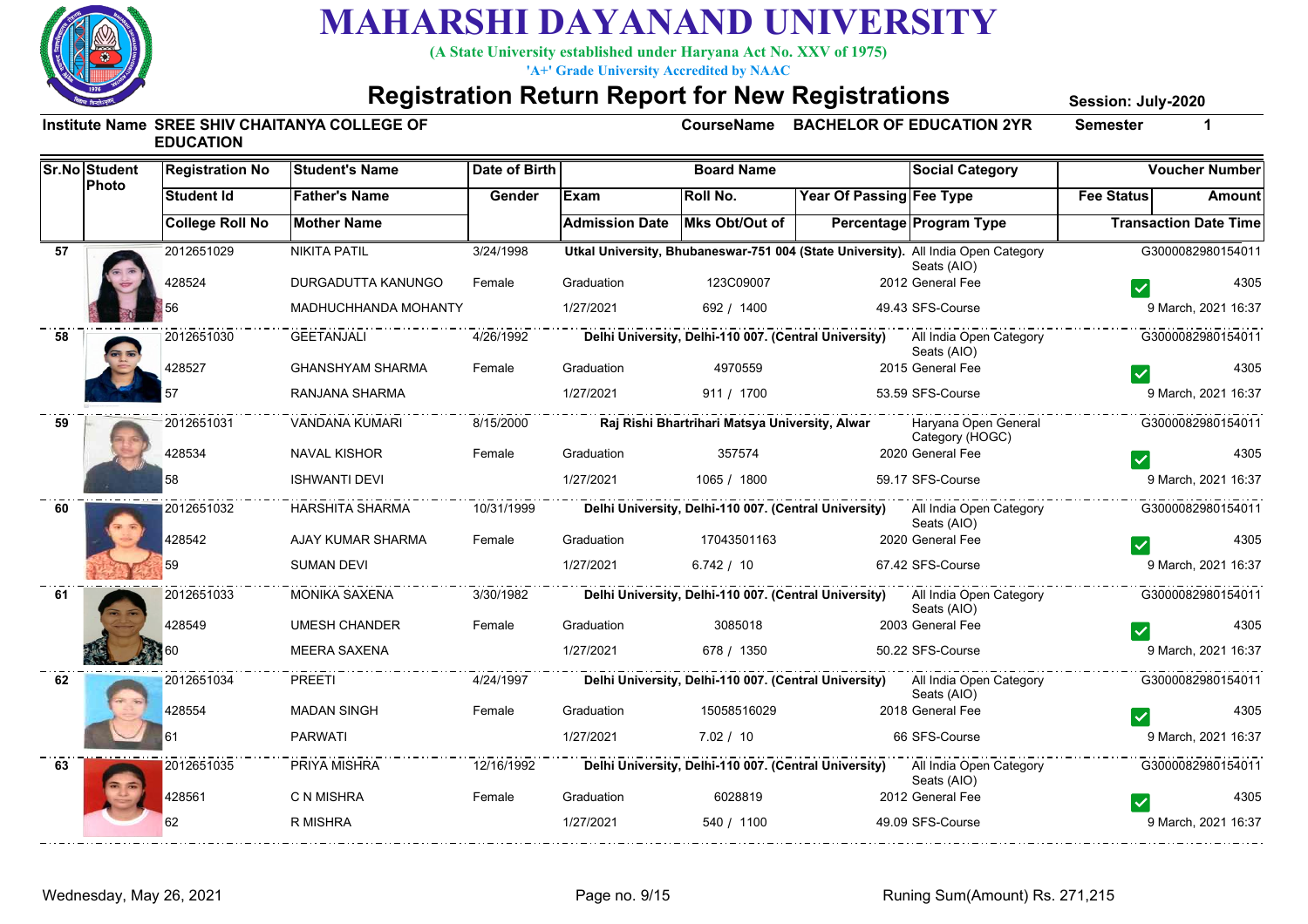# MAHARSHI DAYANAND UNIVERSITY

**(A State University established under Haryana Act No. XXV of 1975)**

**'A+' Grade University Accredited by NAAC**

## Registration Return Report for New Registrations

**Session: July-2020**

**Institute Name** SREE SHIV CHAITANYA COLLEGE OF EDUCATION **CourseName** BACHELOR OF EDUCATION 2YR **Semester** 1

| Sr.No | Student Photo | Registration No / Student Id / College Roll No | Student's Name / Father's Name / Mother Name | Date of Birth / Gender | Board Name / Exam / Admission Date | Roll No. / Mks Obt/Out of | Year Of Passing / Percentage | Social Category / Fee Type / Program Type | Voucher Number / Fee Status / Amount / Transaction Date Time |
|---|---|---|---|---|---|---|---|---|---|
| 57 | | 2012651029 / 428524 / 56 | NIKITA PATIL / DURGADUTTA KANUNGO / MADHUCHHANDA MOHANTY | 3/24/1998 / Female | Utkal University, Bhubaneswar-751 004 (State University). / Graduation / 1/27/2021 | 123C09007 / 692 / 1400 | 2012 / 49.43 | All India Open Category Seats (AIO) / General Fee / SFS-Course | G3000082980154011 / ✓ / 4305 / 9 March, 2021 16:37 |
| 58 | | 2012651030 / 428527 / 57 | GEETANJALI / GHANSHYAM SHARMA / RANJANA SHARMA | 4/26/1992 / Female | Delhi University, Delhi-110 007. (Central University) / Graduation / 1/27/2021 | 4970559 / 911 / 1700 | 2015 / 53.59 | All India Open Category Seats (AIO) / General Fee / SFS-Course | G3000082980154011 / ✓ / 4305 / 9 March, 2021 16:37 |
| 59 | | 2012651031 / 428534 / 58 | VANDANA KUMARI / NAVAL KISHOR / ISHWANTI DEVI | 8/15/2000 / Female | Raj Rishi Bhartrihari Matsya University, Alwar / Graduation / 1/27/2021 | 357574 / 1065 / 1800 | 2020 / 59.17 | Haryana Open General Category (HOGC) / General Fee / SFS-Course | G3000082980154011 / ✓ / 4305 / 9 March, 2021 16:37 |
| 60 | | 2012651032 / 428542 / 59 | HARSHITA SHARMA / AJAY KUMAR SHARMA / SUMAN DEVI | 10/31/1999 / Female | Delhi University, Delhi-110 007. (Central University) / Graduation / 1/27/2021 | 17043501163 / 6.742 / 10 | 2020 / 67.42 | All India Open Category Seats (AIO) / General Fee / SFS-Course | G3000082980154011 / ✓ / 4305 / 9 March, 2021 16:37 |
| 61 | | 2012651033 / 428549 / 60 | MONIKA SAXENA / UMESH CHANDER / MEERA SAXENA | 3/30/1982 / Female | Delhi University, Delhi-110 007. (Central University) / Graduation / 1/27/2021 | 3085018 / 678 / 1350 | 2003 / 50.22 | All India Open Category Seats (AIO) / General Fee / SFS-Course | G3000082980154011 / ✓ / 4305 / 9 March, 2021 16:37 |
| 62 | | 2012651034 / 428554 / 61 | PREETI / MADAN SINGH / PARWATI | 4/24/1997 / Female | Delhi University, Delhi-110 007. (Central University) / Graduation / 1/27/2021 | 15058516029 / 7.02 / 10 | 2018 / 66 | All India Open Category Seats (AIO) / General Fee / SFS-Course | G3000082980154011 / ✓ / 4305 / 9 March, 2021 16:37 |
| 63 | | 2012651035 / 428561 / 62 | PRIYA MISHRA / C N MISHRA / R MISHRA | 12/16/1992 / Female | Delhi University, Delhi-110 007. (Central University) / Graduation / 1/27/2021 | 6028819 / 540 / 1100 | 2012 / 49.09 | All India Open Category Seats (AIO) / General Fee / SFS-Course | G3000082980154011 / ✓ / 4305 / 9 March, 2021 16:37 |

Wednesday, May 26, 2021

Runing Sum(Amount) Rs. 271,215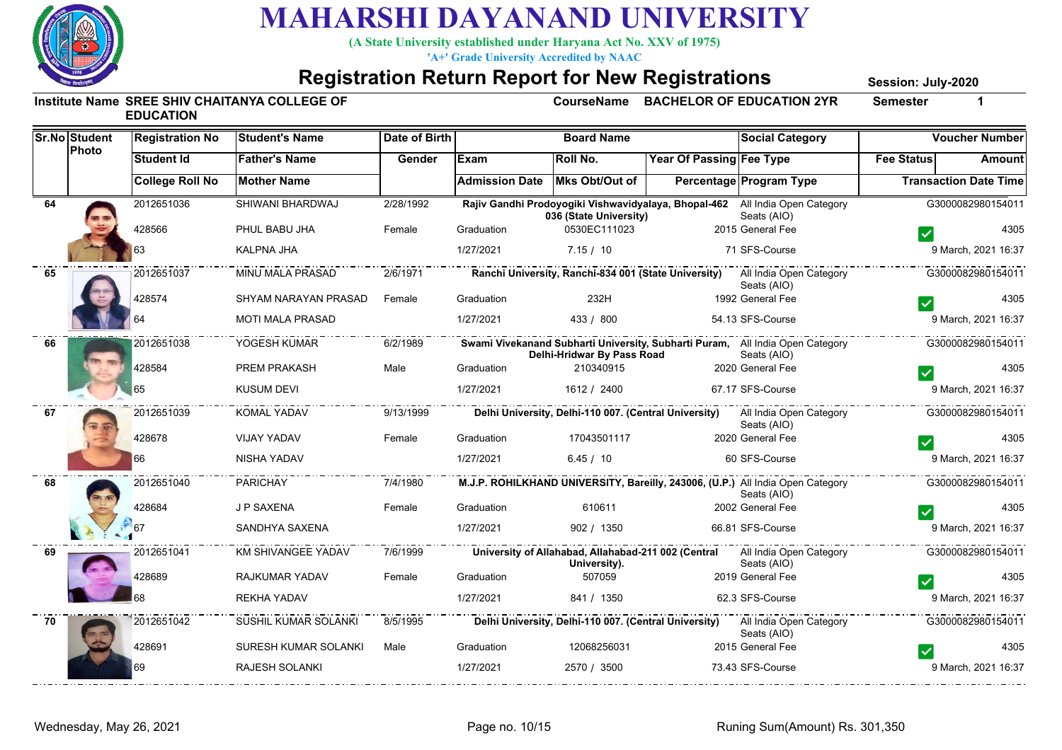# MAHARSHI DAYANAND UNIVERSITY

**(A State University established under Haryana Act No. XXV of 1975)**

**'A+' Grade University Accredited by NAAC**

## Registration Return Report for New Registrations

**Session: July-2020**

**Institute Name** SREE SHIV CHAITANYA COLLEGE OF EDUCATION **CourseName** BACHELOR OF EDUCATION 2YR **Semester** 1

| Sr.No | Student Photo | Registration No / Student Id / College Roll No | Student's Name / Father's Name / Mother Name | Date of Birth / Gender | Board Name / Exam / Admission Date | Roll No. / Mks Obt/Out of | Year Of Passing / Percentage | Social Category / Fee Type / Program Type | Voucher Number / Fee Status / Amount / Transaction Date Time |
|---|---|---|---|---|---|---|---|---|---|
| 64 | | 2012651036 / 428566 / 63 | SHIWANI BHARDWAJ / PHUL BABU JHA / KALPNA JHA | 2/28/1992 / Female | Rajiv Gandhi Prodoyogiki Vishwavidyalaya, Bhopal-462 036 (State University) / Graduation / 1/27/2021 | 0530EC111023 / 7.15 / 10 | 2015 / 71 | All India Open Category Seats (AIO) / General Fee / SFS-Course | G3000082980154011 / ✓ / 4305 / 9 March, 2021 16:37 |
| 65 | | 2012651037 / 428574 / 64 | MINU MALA PRASAD / SHYAM NARAYAN PRASAD / MOTI MALA PRASAD | 2/6/1971 / Female | Ranchi University, Ranchi-834 001 (State University) / Graduation / 1/27/2021 | 232H / 433 / 800 | 1992 / 54.13 | All India Open Category Seats (AIO) / General Fee / SFS-Course | G3000082980154011 / ✓ / 4305 / 9 March, 2021 16:37 |
| 66 | | 2012651038 / 428584 / 65 | YOGESH KUMAR / PREM PRAKASH / KUSUM DEVI | 6/2/1989 / Male | Swami Vivekanand Subharti University, Subharti Puram, Delhi-Hridwar By Pass Road / Graduation / 1/27/2021 | 210340915 / 1612 / 2400 | 2020 / 67.17 | All India Open Category Seats (AIO) / General Fee / SFS-Course | G3000082980154011 / ✓ / 4305 / 9 March, 2021 16:37 |
| 67 | | 2012651039 / 428678 / 66 | KOMAL YADAV / VIJAY YADAV / NISHA YADAV | 9/13/1999 / Female | Delhi University, Delhi-110 007. (Central University) / Graduation / 1/27/2021 | 17043501117 / 6.45 / 10 | 2020 / 60 | All India Open Category Seats (AIO) / General Fee / SFS-Course | G3000082980154011 / ✓ / 4305 / 9 March, 2021 16:37 |
| 68 | | 2012651040 / 428684 / 67 | PARICHAY / J P SAXENA / SANDHYA SAXENA | 7/4/1980 / Female | M.J.P. ROHILKHAND UNIVERSITY, Bareilly, 243006, (U.P.) / Graduation / 1/27/2021 | 610611 / 902 / 1350 | 2002 / 66.81 | All India Open Category Seats (AIO) / General Fee / SFS-Course | G3000082980154011 / ✓ / 4305 / 9 March, 2021 16:37 |
| 69 | | 2012651041 / 428689 / 68 | KM SHIVANGEE YADAV / RAJKUMAR YADAV / REKHA YADAV | 7/6/1999 / Female | University of Allahabad, Allahabad-211 002 (Central University). / Graduation / 1/27/2021 | 507059 / 841 / 1350 | 2019 / 62.3 | All India Open Category Seats (AIO) / General Fee / SFS-Course | G3000082980154011 / ✓ / 4305 / 9 March, 2021 16:37 |
| 70 | | 2012651042 / 428691 / 69 | SUSHIL KUMAR SOLANKI / SURESH KUMAR SOLANKI / RAJESH SOLANKI | 8/5/1995 / Male | Delhi University, Delhi-110 007. (Central University) / Graduation / 1/27/2021 | 12068256031 / 2570 / 3500 | 2015 / 73.43 | All India Open Category Seats (AIO) / General Fee / SFS-Course | G3000082980154011 / ✓ / 4305 / 9 March, 2021 16:37 |

Wednesday, May 26, 2021 Runing Sum(Amount) Rs. 301,350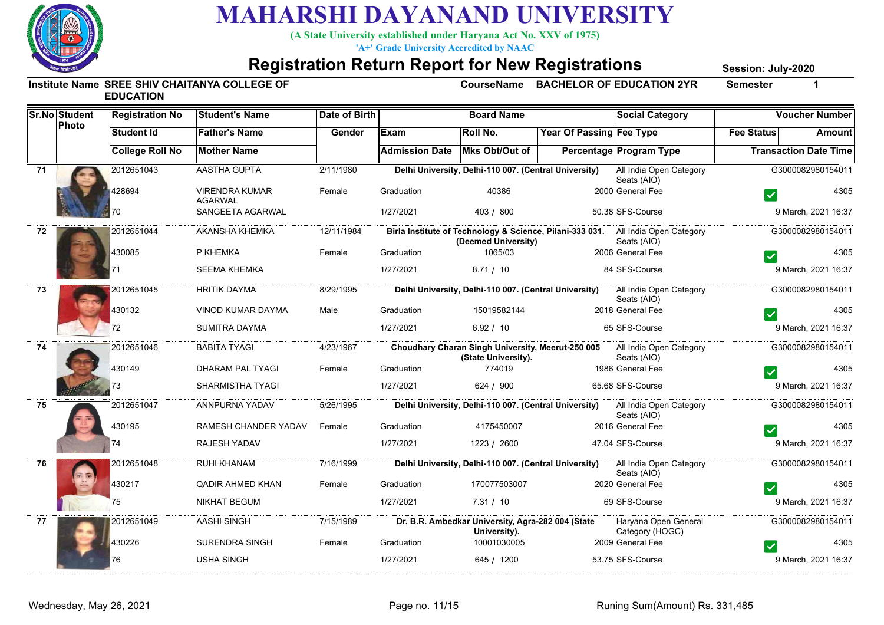# MAHARSHI DAYANAND UNIVERSITY

**(A State University established under Haryana Act No. XXV of 1975)**

**'A+' Grade University Accredited by NAAC**

## Registration Return Report for New Registrations

**Session: July-2020**

**Institute Name** SREE SHIV CHAITANYA COLLEGE OF EDUCATION **CourseName** BACHELOR OF EDUCATION 2YR **Semester** 1

| Sr.No | Student Photo | Registration No / Student Id / College Roll No | Student's Name / Father's Name / Mother Name | Date of Birth / Gender | Board Name / Exam / Admission Date | Roll No. / Mks Obt/Out of | Year Of Passing / Percentage | Social Category / Fee Type / Program Type | Fee Status | Voucher Number / Amount / Transaction Date Time |
|---|---|---|---|---|---|---|---|---|---|---|
| 71 | | 2012651043 / 428694 / 70 | AASTHA GUPTA / VIRENDRA KUMAR AGARWAL / SANGEETA AGARWAL | 2/11/1980 / Female | Delhi University, Delhi-110 007. (Central University) / Graduation / 1/27/2021 | 40386 / 403 / 800 | 2000 / 50.38 | All India Open Category Seats (AIO) / General Fee / SFS-Course | ✓ | G3000082980154011 / 4305 / 9 March, 2021 16:37 |
| 72 | | 2012651044 / 430085 / 71 | AKANSHA KHEMKA / P KHEMKA / SEEMA KHEMKA | 12/11/1984 / Female | Birla Institute of Technology & Science, Pilani-333 031. (Deemed University) / Graduation / 1/27/2021 | 1065/03 / 8.71 / 10 | 2006 / 84 | All India Open Category Seats (AIO) / General Fee / SFS-Course | ✓ | G3000082980154011 / 4305 / 9 March, 2021 16:37 |
| 73 | | 2012651045 / 430132 / 72 | HRITIK DAYMA / VINOD KUMAR DAYMA / SUMITRA DAYMA | 8/29/1995 / Male | Delhi University, Delhi-110 007. (Central University) / Graduation / 1/27/2021 | 15019582144 / 6.92 / 10 | 2018 / 65 | All India Open Category Seats (AIO) / General Fee / SFS-Course | ✓ | G3000082980154011 / 4305 / 9 March, 2021 16:37 |
| 74 | | 2012651046 / 430149 / 73 | BABITA TYAGI / DHARAM PAL TYAGI / SHARMISTHA TYAGI | 4/23/1967 / Female | Choudhary Charan Singh University, Meerut-250 005 (State University). / Graduation / 1/27/2021 | 774019 / 624 / 900 | 1986 / 65.68 | All India Open Category Seats (AIO) / General Fee / SFS-Course | ✓ | G3000082980154011 / 4305 / 9 March, 2021 16:37 |
| 75 | | 2012651047 / 430195 / 74 | ANNPURNA YADAV / RAMESH CHANDER YADAV / RAJESH YADAV | 5/26/1995 / Female | Delhi University, Delhi-110 007. (Central University) / Graduation / 1/27/2021 | 4175450007 / 1223 / 2600 | 2016 / 47.04 | All India Open Category Seats (AIO) / General Fee / SFS-Course | ✓ | G3000082980154011 / 4305 / 9 March, 2021 16:37 |
| 76 | | 2012651048 / 430217 / 75 | RUHI KHANAM / QADIR AHMED KHAN / NIKHAT BEGUM | 7/16/1999 / Female | Delhi University, Delhi-110 007. (Central University) / Graduation / 1/27/2021 | 170077503007 / 7.31 / 10 | 2020 / 69 | All India Open Category Seats (AIO) / General Fee / SFS-Course | ✓ | G3000082980154011 / 4305 / 9 March, 2021 16:37 |
| 77 | | 2012651049 / 430226 / 76 | AASHI SINGH / SURENDRA SINGH / USHA SINGH | 7/15/1989 / Female | Dr. B.R. Ambedkar University, Agra-282 004 (State University). / Graduation / 1/27/2021 | 10001030005 / 645 / 1200 | 2009 / 53.75 | Haryana Open General Category (HOGC) / General Fee / SFS-Course | ✓ | G3000082980154011 / 4305 / 9 March, 2021 16:37 |

Wednesday, May 26, 2021

Runing Sum(Amount) Rs. 331,485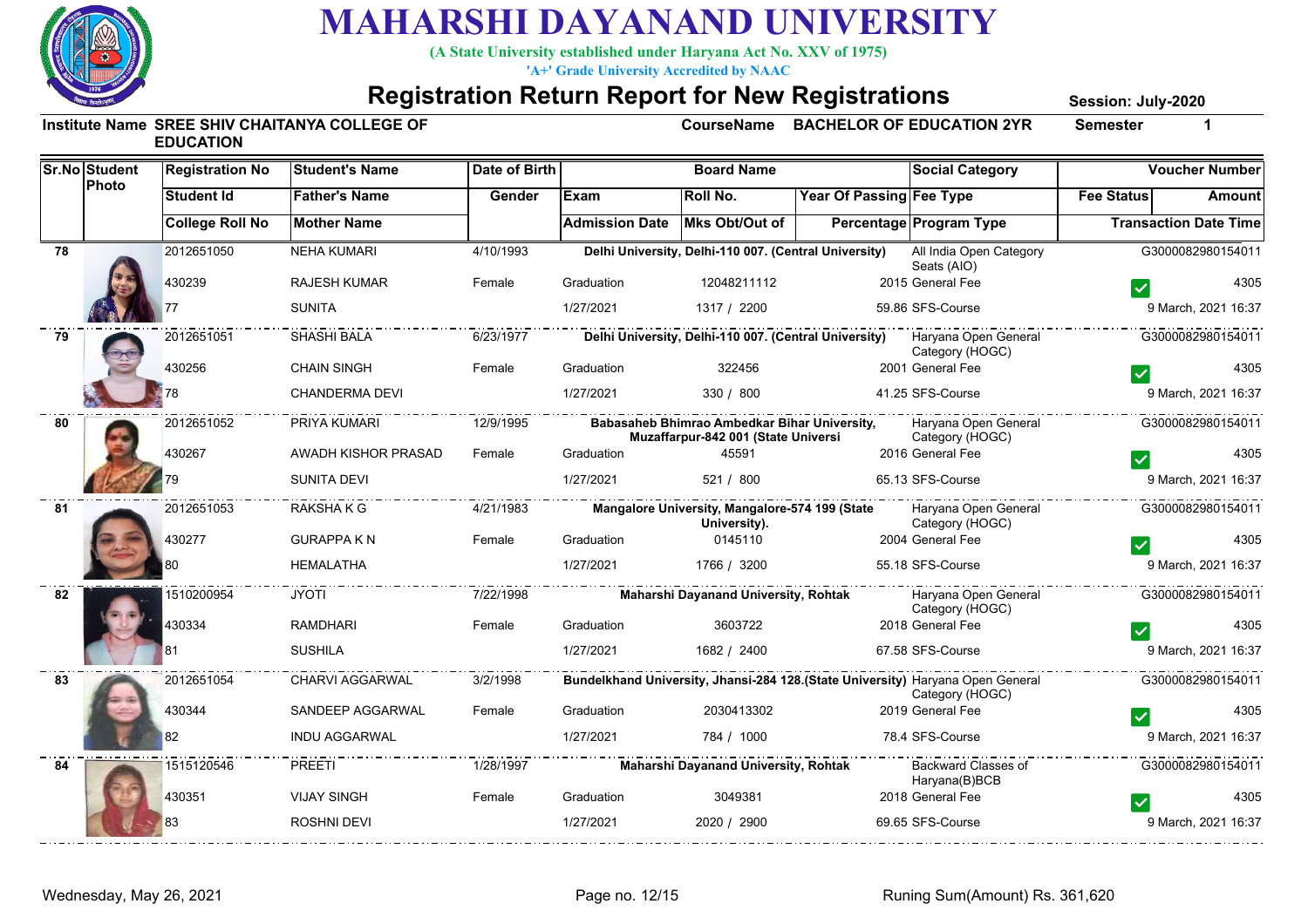# MAHARSHI DAYANAND UNIVERSITY

**(A State University established under Haryana Act No. XXV of 1975)**

**'A+' Grade University Accredited by NAAC**

## Registration Return Report for New Registrations

**Session: July-2020**

**Institute Name** SREE SHIV CHAITANYA COLLEGE OF EDUCATION **CourseName** BACHELOR OF EDUCATION 2YR **Semester** 1

| Sr.No | Student Photo | Registration No / Student Id / College Roll No | Student's Name / Father's Name / Mother Name | Date of Birth / Gender | Board Name / Exam / Admission Date | Roll No. / Mks Obt/Out of | Year Of Passing / Percentage | Social Category / Fee Type / Program Type | Voucher Number / Fee Status / Amount / Transaction Date Time |
|---|---|---|---|---|---|---|---|---|---|
| 78 | | 2012651050 | NEHA KUMARI | 4/10/1993 | Delhi University, Delhi-110 007. (Central University) | | | All India Open Category Seats (AIO) | G3000082980154011 |
| | | 430239 | RAJESH KUMAR | Female | Graduation | 12048211112 | 2015 | General Fee | ✓ 4305 |
| | | 77 | SUNITA | | 1/27/2021 | 1317 / 2200 | 59.86 | SFS-Course | 9 March, 2021 16:37 |
| 79 | | 2012651051 | SHASHI BALA | 6/23/1977 | Delhi University, Delhi-110 007. (Central University) | | | Haryana Open General Category (HOGC) | G3000082980154011 |
| | | 430256 | CHAIN SINGH | Female | Graduation | 322456 | 2001 | General Fee | ✓ 4305 |
| | | 78 | CHANDERMA DEVI | | 1/27/2021 | 330 / 800 | 41.25 | SFS-Course | 9 March, 2021 16:37 |
| 80 | | 2012651052 | PRIYA KUMARI | 12/9/1995 | Babasaheb Bhimrao Ambedkar Bihar University, Muzaffarpur-842 001 (State Universi | | | Haryana Open General Category (HOGC) | G3000082980154011 |
| | | 430267 | AWADH KISHOR PRASAD | Female | Graduation | 45591 | 2016 | General Fee | ✓ 4305 |
| | | 79 | SUNITA DEVI | | 1/27/2021 | 521 / 800 | 65.13 | SFS-Course | 9 March, 2021 16:37 |
| 81 | | 2012651053 | RAKSHA K G | 4/21/1983 | Mangalore University, Mangalore-574 199 (State University). | | | Haryana Open General Category (HOGC) | G3000082980154011 |
| | | 430277 | GURAPPA K N | Female | Graduation | 0145110 | 2004 | General Fee | ✓ 4305 |
| | | 80 | HEMALATHA | | 1/27/2021 | 1766 / 3200 | 55.18 | SFS-Course | 9 March, 2021 16:37 |
| 82 | | 1510200954 | JYOTI | 7/22/1998 | Maharshi Dayanand University, Rohtak | | | Haryana Open General Category (HOGC) | G3000082980154011 |
| | | 430334 | RAMDHARI | Female | Graduation | 3603722 | 2018 | General Fee | ✓ 4305 |
| | | 81 | SUSHILA | | 1/27/2021 | 1682 / 2400 | 67.58 | SFS-Course | 9 March, 2021 16:37 |
| 83 | | 2012651054 | CHARVI AGGARWAL | 3/2/1998 | Bundelkhand University, Jhansi-284 128.(State University) | | | Haryana Open General Category (HOGC) | G3000082980154011 |
| | | 430344 | SANDEEP AGGARWAL | Female | Graduation | 2030413302 | 2019 | General Fee | ✓ 4305 |
| | | 82 | INDU AGGARWAL | | 1/27/2021 | 784 / 1000 | 78.4 | SFS-Course | 9 March, 2021 16:37 |
| 84 | | 1515120546 | PREETI | 1/28/1997 | Maharshi Dayanand University, Rohtak | | | Backward Classes of Haryana(B)BCB | G3000082980154011 |
| | | 430351 | VIJAY SINGH | Female | Graduation | 3049381 | 2018 | General Fee | ✓ 4305 |
| | | 83 | ROSHNI DEVI | | 1/27/2021 | 2020 / 2900 | 69.65 | SFS-Course | 9 March, 2021 16:37 |

Wednesday, May 26, 2021

Runing Sum(Amount) Rs. 361,620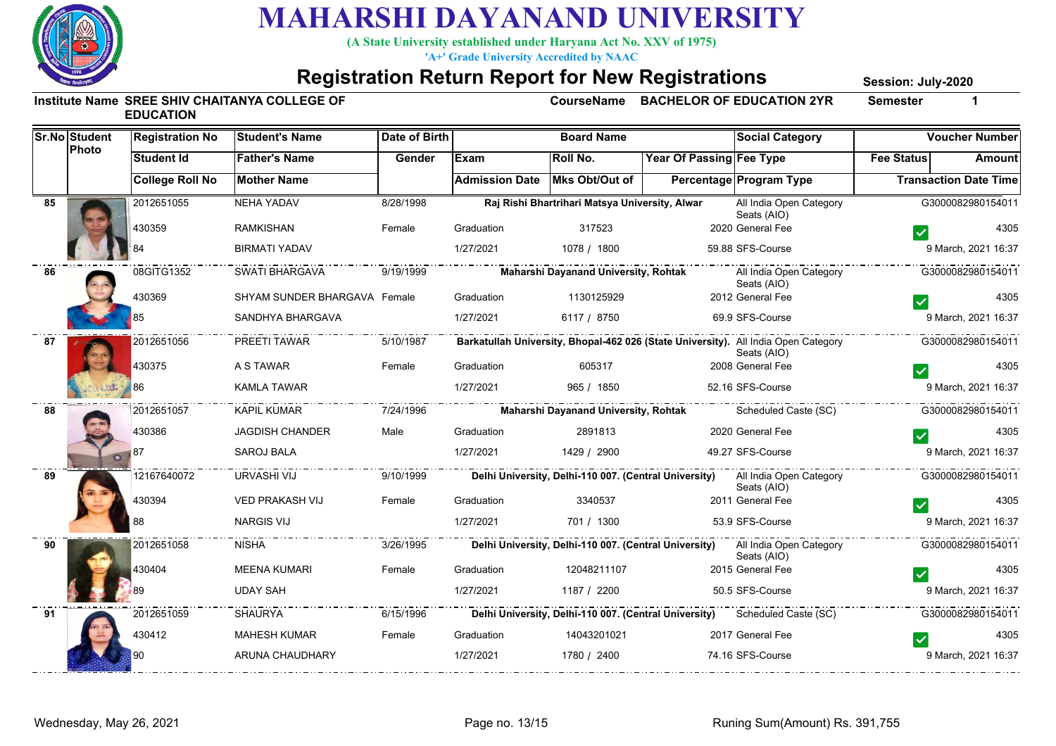# MAHARSHI DAYANAND UNIVERSITY

**(A State University established under Haryana Act No. XXV of 1975)**

**'A+' Grade University Accredited by NAAC**

## Registration Return Report for New Registrations

**Session: July-2020**

**Institute Name** SREE SHIV CHAITANYA COLLEGE OF EDUCATION **CourseName** BACHELOR OF EDUCATION 2YR **Semester** 1

| Sr.No | Student Photo | Registration No / Student Id / College Roll No | Student's Name / Father's Name / Mother Name | Date of Birth / Gender | Board Name / Exam / Admission Date | Roll No. / Mks Obt/Out of | Year Of Passing / Percentage | Social Category / Fee Type / Program Type | Voucher Number / Fee Status / Amount / Transaction Date Time |
|---|---|---|---|---|---|---|---|---|---|
| 85 | | 2012651055 / 430359 / 84 | NEHA YADAV / RAMKISHAN / BIRMATI YADAV | 8/28/1998 / Female | Raj Rishi Bhartrihari Matsya University, Alwar / Graduation / 1/27/2021 | 317523 / 1078 / 1800 | 2020 / 59.88 | All India Open Category Seats (AIO) / General Fee / SFS-Course | G3000082980154011 / ✓ / 4305 / 9 March, 2021 16:37 |
| 86 | | 08GITG1352 / 430369 / 85 | SWATI BHARGAVA / SHYAM SUNDER BHARGAVA / SANDHYA BHARGAVA | 9/19/1999 / Female | Maharshi Dayanand University, Rohtak / Graduation / 1/27/2021 | 1130125929 / 6117 / 8750 | 2012 / 69.9 | All India Open Category Seats (AIO) / General Fee / SFS-Course | G3000082980154011 / ✓ / 4305 / 9 March, 2021 16:37 |
| 87 | | 2012651056 / 430375 / 86 | PREETI TAWAR / A S TAWAR / KAMLA TAWAR | 5/10/1987 / Female | Barkatullah University, Bhopal-462 026 (State University). / Graduation / 1/27/2021 | 605317 / 965 / 1850 | 2008 / 52.16 | All India Open Category Seats (AIO) / General Fee / SFS-Course | G3000082980154011 / ✓ / 4305 / 9 March, 2021 16:37 |
| 88 | | 2012651057 / 430386 / 87 | KAPIL KUMAR / JAGDISH CHANDER / SAROJ BALA | 7/24/1996 / Male | Maharshi Dayanand University, Rohtak / Graduation / 1/27/2021 | 2891813 / 1429 / 2900 | 2020 / 49.27 | Scheduled Caste (SC) / General Fee / SFS-Course | G3000082980154011 / ✓ / 4305 / 9 March, 2021 16:37 |
| 89 | | 12167640072 / 430394 / 88 | URVASHI VIJ / VED PRAKASH VIJ / NARGIS VIJ | 9/10/1999 / Female | Delhi University, Delhi-110 007. (Central University) / Graduation / 1/27/2021 | 3340537 / 701 / 1300 | 2011 / 53.9 | All India Open Category Seats (AIO) / General Fee / SFS-Course | G3000082980154011 / ✓ / 4305 / 9 March, 2021 16:37 |
| 90 | | 2012651058 / 430404 / 89 | NISHA / MEENA KUMARI / UDAY SAH | 3/26/1995 / Female | Delhi University, Delhi-110 007. (Central University) / Graduation / 1/27/2021 | 12048211107 / 1187 / 2200 | 2015 / 50.5 | All India Open Category Seats (AIO) / General Fee / SFS-Course | G3000082980154011 / ✓ / 4305 / 9 March, 2021 16:37 |
| 91 | | 2012651059 / 430412 / 90 | SHAURYA / MAHESH KUMAR / ARUNA CHAUDHARY | 6/15/1996 / Female | Delhi University, Delhi-110 007. (Central University) / Graduation / 1/27/2021 | 14043201021 / 1780 / 2400 | 2017 / 74.16 | Scheduled Caste (SC) / General Fee / SFS-Course | G3000082980154011 / ✓ / 4305 / 9 March, 2021 16:37 |

Wednesday, May 26, 2021

Runing Sum(Amount) Rs. 391,755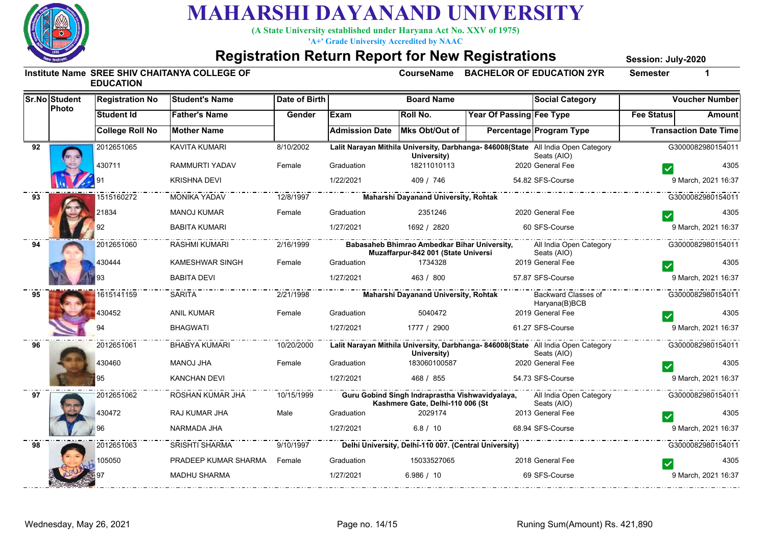# MAHARSHI DAYANAND UNIVERSITY

**(A State University established under Haryana Act No. XXV of 1975)**

**'A+' Grade University Accredited by NAAC**

## Registration Return Report for New Registrations

**Session: July-2020**

**Institute Name** SREE SHIV CHAITANYA COLLEGE OF EDUCATION **CourseName** BACHELOR OF EDUCATION 2YR **Semester** 1

| Sr.No | Student Photo | Registration No / Student Id / College Roll No | Student's Name / Father's Name / Mother Name | Date of Birth / Gender | Board Name / Exam / Admission Date | Roll No. / Mks Obt/Out of | Year Of Passing / Percentage | Social Category / Fee Type / Program Type | Voucher Number / Fee Status / Amount / Transaction Date Time |
|---|---|---|---|---|---|---|---|---|---|
| 92 | | 2012651065 / 430711 / 91 | KAVITA KUMARI / RAMMURTI YADAV / KRISHNA DEVI | 8/10/2002 / Female | Lalit Narayan Mithila University, Darbhanga- 846008(State University) / Graduation / 1/22/2021 | 18211010113 / 409 / 746 | 2020 / 54.82 | All India Open Category Seats (AIO) / General Fee / SFS-Course | G3000082980154011 / ✓ / 4305 / 9 March, 2021 16:37 |
| 93 | | 1515160272 / 21834 / 92 | MONIKA YADAV / MANOJ KUMAR / BABITA KUMARI | 12/8/1997 / Female | Maharshi Dayanand University, Rohtak / Graduation / 1/27/2021 | 2351246 / 1692 / 2820 | 2020 / 60 | General Fee / SFS-Course | G3000082980154011 / ✓ / 4305 / 9 March, 2021 16:37 |
| 94 | | 2012651060 / 430444 / 93 | RASHMI KUMARI / KAMESHWAR SINGH / BABITA DEVI | 2/16/1999 / Female | Babasaheb Bhimrao Ambedkar Bihar University, Muzaffarpur-842 001 (State Universi / Graduation / 1/27/2021 | 1734328 / 463 / 800 | 2019 / 57.87 | All India Open Category Seats (AIO) / General Fee / SFS-Course | G3000082980154011 / ✓ / 4305 / 9 March, 2021 16:37 |
| 95 | | 1615141159 / 430452 / 94 | SARITA / ANIL KUMAR / BHAGWATI | 2/21/1998 / Female | Maharshi Dayanand University, Rohtak / Graduation / 1/27/2021 | 5040472 / 1777 / 2900 | 2019 / 61.27 | Backward Classes of Haryana(B)BCB / General Fee / SFS-Course | G3000082980154011 / ✓ / 4305 / 9 March, 2021 16:37 |
| 96 | | 2012651061 / 430460 / 95 | BHABYA KUMARI / MANOJ JHA / KANCHAN DEVI | 10/20/2000 / Female | Lalit Narayan Mithila University, Darbhanga- 846008(State University) / Graduation / 1/27/2021 | 183060100587 / 468 / 855 | 2020 / 54.73 | All India Open Category Seats (AIO) / General Fee / SFS-Course | G3000082980154011 / ✓ / 4305 / 9 March, 2021 16:37 |
| 97 | | 2012651062 / 430472 / 96 | ROSHAN KUMAR JHA / RAJ KUMAR JHA / NARMADA JHA | 10/15/1999 / Male | Guru Gobind Singh Indraprastha Vishwavidyalaya, Kashmere Gate, Delhi-110 006 (St / Graduation / 1/27/2021 | 2029174 / 6.8 / 10 | 2013 / 68.94 | All India Open Category Seats (AIO) / General Fee / SFS-Course | G3000082980154011 / ✓ / 4305 / 9 March, 2021 16:37 |
| 98 | | 2012651063 / 105050 / 97 | SRISHTI SHARMA / PRADEEP KUMAR SHARMA / MADHU SHARMA | 9/10/1997 / Female | Delhi University, Delhi-110 007. (Central University) / Graduation / 1/27/2021 | 15033527065 / 6.986 / 10 | 2018 / 69 | General Fee / SFS-Course | G3000082980154011 / ✓ / 4305 / 9 March, 2021 16:37 |

Wednesday, May 26, 2021 Runing Sum(Amount) Rs. 421,890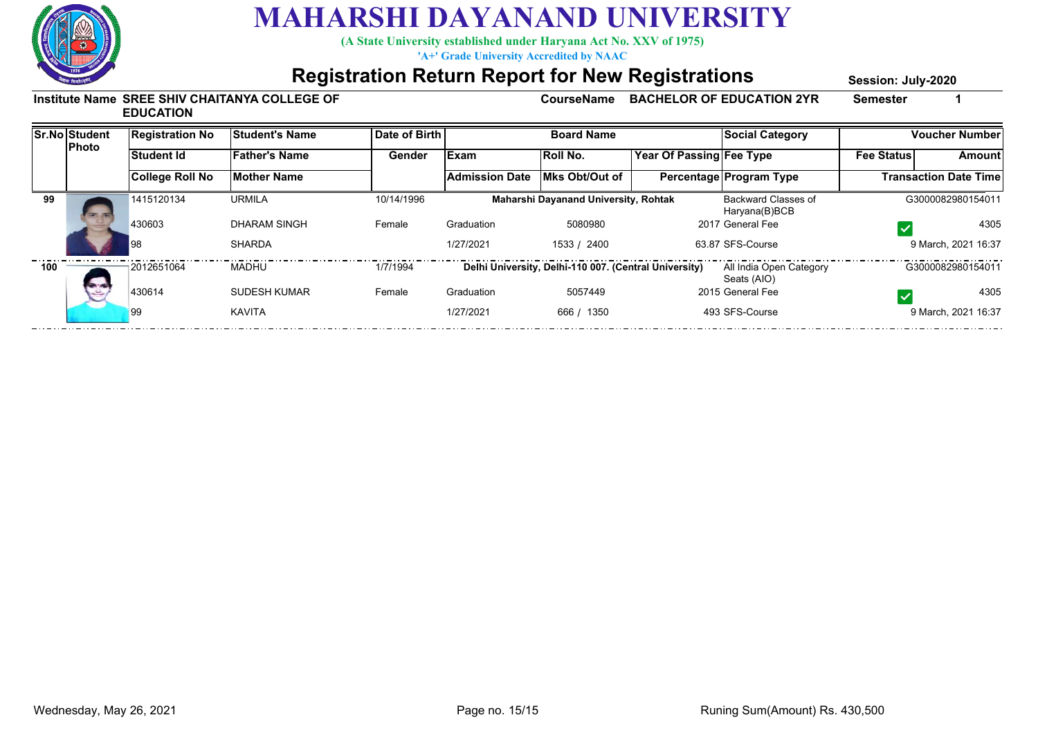# MAHARSHI DAYANAND UNIVERSITY

**(A State University established under Haryana Act No. XXV of 1975)**

**'A+' Grade University Accredited by NAAC**

## Registration Return Report for New Registrations

**Session: July-2020**

**Institute Name** SREE SHIV CHAITANYA COLLEGE OF EDUCATION **CourseName** BACHELOR OF EDUCATION 2YR **Semester** 1

| Sr.No | Student Photo | Registration No / Student Id / College Roll No | Student's Name / Father's Name / Mother Name | Date of Birth / Gender | Board Name / Exam / Admission Date | Roll No. / Mks Obt/Out of | Year Of Passing / Percentage | Social Category / Fee Type / Program Type | Fee Status | Voucher Number / Amount / Transaction Date Time |
|---|---|---|---|---|---|---|---|---|---|---|
| 99 | | 1415120134 | URMILA | 10/14/1996 | Maharshi Dayanand University, Rohtak | | | Backward Classes of Haryana(B)BCB | | G3000082980154011 |
| | | 430603 | DHARAM SINGH | Female | Graduation | 5080980 | 2017 | General Fee | ✓ | 4305 |
| | | 98 | SHARDA | | 1/27/2021 | 1533 / 2400 | 63.87 | SFS-Course | | 9 March, 2021 16:37 |
| 100 | | 2012651064 | MADHU | 1/7/1994 | Delhi University, Delhi-110 007. (Central University) | | | All India Open Category Seats (AIO) | | G3000082980154011 |
| | | 430614 | SUDESH KUMAR | Female | Graduation | 5057449 | 2015 | General Fee | ✓ | 4305 |
| | | 99 | KAVITA | | 1/27/2021 | 666 / 1350 | 493 | SFS-Course | | 9 March, 2021 16:37 |

Wednesday, May 26, 2021

Runing Sum(Amount) Rs. 430,500